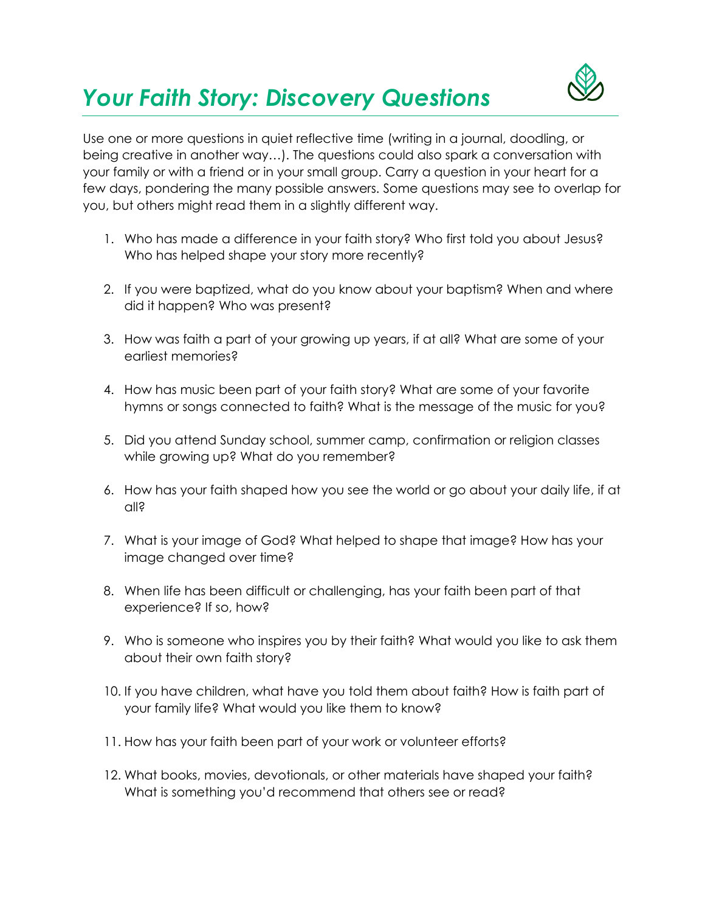# *Your Faith Story: Discovery Questions*

Use one or more questions in quiet reflective time (writing in a journal, doodling, or being creative in another way…). The questions could also spark a conversation with your family or with a friend or in your small group. Carry a question in your heart for a few days, pondering the many possible answers. Some questions may see to overlap for you, but others might read them in a slightly different way.

1. Who has made a difference in your faith story? Who first told you about Jesus? Who has helped shape your story more recently?

2. If you were baptized, what do you know about your baptism? When and where did it happen? Who was present?

3. How was faith a part of your growing up years, if at all? What are some of your earliest memories?

4. How has music been part of your faith story? What are some of your favorite hymns or songs connected to faith? What is the message of the music for you?

5. Did you attend Sunday school, summer camp, confirmation or religion classes while growing up? What do you remember?

6. How has your faith shaped how you see the world or go about your daily life, if at all?

7. What is your image of God? What helped to shape that image? How has your image changed over time?

8. When life has been difficult or challenging, has your faith been part of that experience? If so, how?

9. Who is someone who inspires you by their faith? What would you like to ask them about their own faith story?

10. If you have children, what have you told them about faith? How is faith part of your family life? What would you like them to know?

11. How has your faith been part of your work or volunteer efforts?

12. What books, movies, devotionals, or other materials have shaped your faith? What is something you'd recommend that others see or read?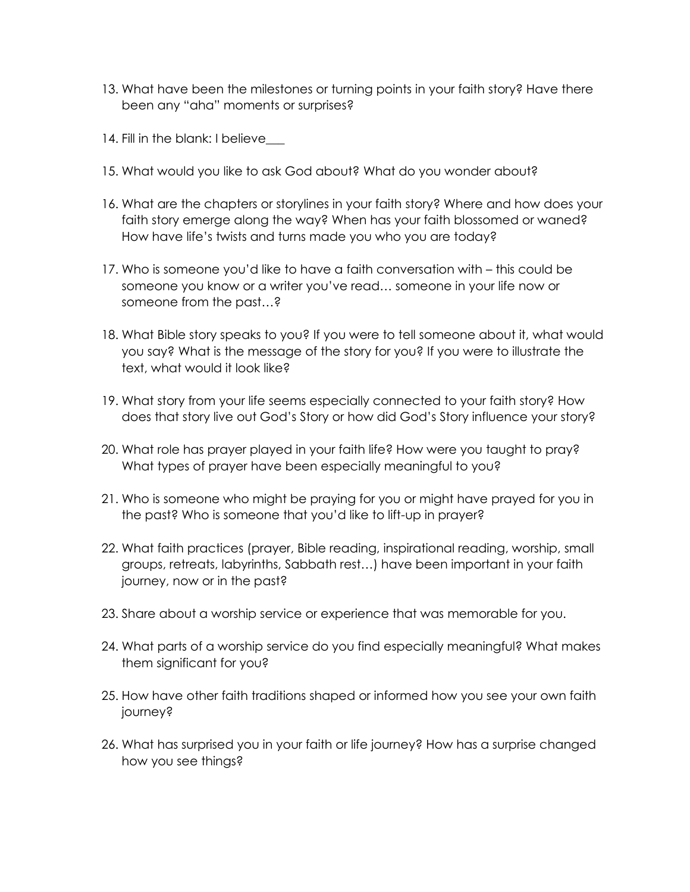13. What have been the milestones or turning points in your faith story? Have there been any "aha" moments or surprises?

14. Fill in the blank: I believe___

15. What would you like to ask God about? What do you wonder about?

16. What are the chapters or storylines in your faith story? Where and how does your faith story emerge along the way? When has your faith blossomed or waned? How have life's twists and turns made you who you are today?

17. Who is someone you'd like to have a faith conversation with – this could be someone you know or a writer you've read… someone in your life now or someone from the past…?

18. What Bible story speaks to you? If you were to tell someone about it, what would you say? What is the message of the story for you? If you were to illustrate the text, what would it look like?

19. What story from your life seems especially connected to your faith story? How does that story live out God's Story or how did God's Story influence your story?

20. What role has prayer played in your faith life? How were you taught to pray? What types of prayer have been especially meaningful to you?

21. Who is someone who might be praying for you or might have prayed for you in the past? Who is someone that you'd like to lift-up in prayer?

22. What faith practices (prayer, Bible reading, inspirational reading, worship, small groups, retreats, labyrinths, Sabbath rest…) have been important in your faith journey, now or in the past?

23. Share about a worship service or experience that was memorable for you.

24. What parts of a worship service do you find especially meaningful? What makes them significant for you?

25. How have other faith traditions shaped or informed how you see your own faith journey?

26. What has surprised you in your faith or life journey? How has a surprise changed how you see things?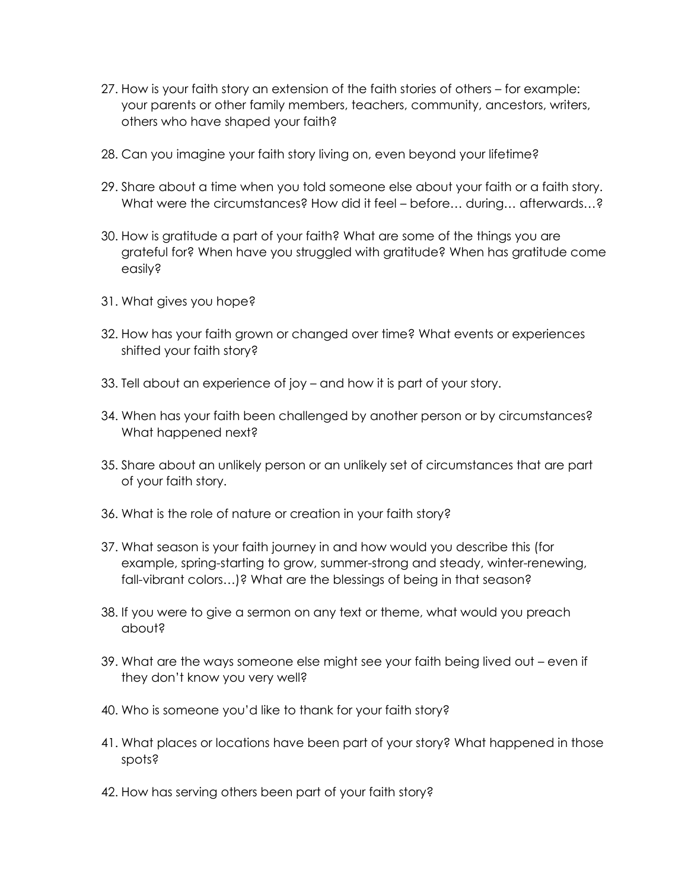27. How is your faith story an extension of the faith stories of others – for example: your parents or other family members, teachers, community, ancestors, writers, others who have shaped your faith?

28. Can you imagine your faith story living on, even beyond your lifetime?

29. Share about a time when you told someone else about your faith or a faith story. What were the circumstances? How did it feel – before… during… afterwards…?

30. How is gratitude a part of your faith? What are some of the things you are grateful for? When have you struggled with gratitude? When has gratitude come easily?

31. What gives you hope?

32. How has your faith grown or changed over time? What events or experiences shifted your faith story?

33. Tell about an experience of joy – and how it is part of your story.

34. When has your faith been challenged by another person or by circumstances? What happened next?

35. Share about an unlikely person or an unlikely set of circumstances that are part of your faith story.

36. What is the role of nature or creation in your faith story?

37. What season is your faith journey in and how would you describe this (for example, spring-starting to grow, summer-strong and steady, winter-renewing, fall-vibrant colors…)? What are the blessings of being in that season?

38. If you were to give a sermon on any text or theme, what would you preach about?

39. What are the ways someone else might see your faith being lived out – even if they don't know you very well?

40. Who is someone you'd like to thank for your faith story?

41. What places or locations have been part of your story? What happened in those spots?

42. How has serving others been part of your faith story?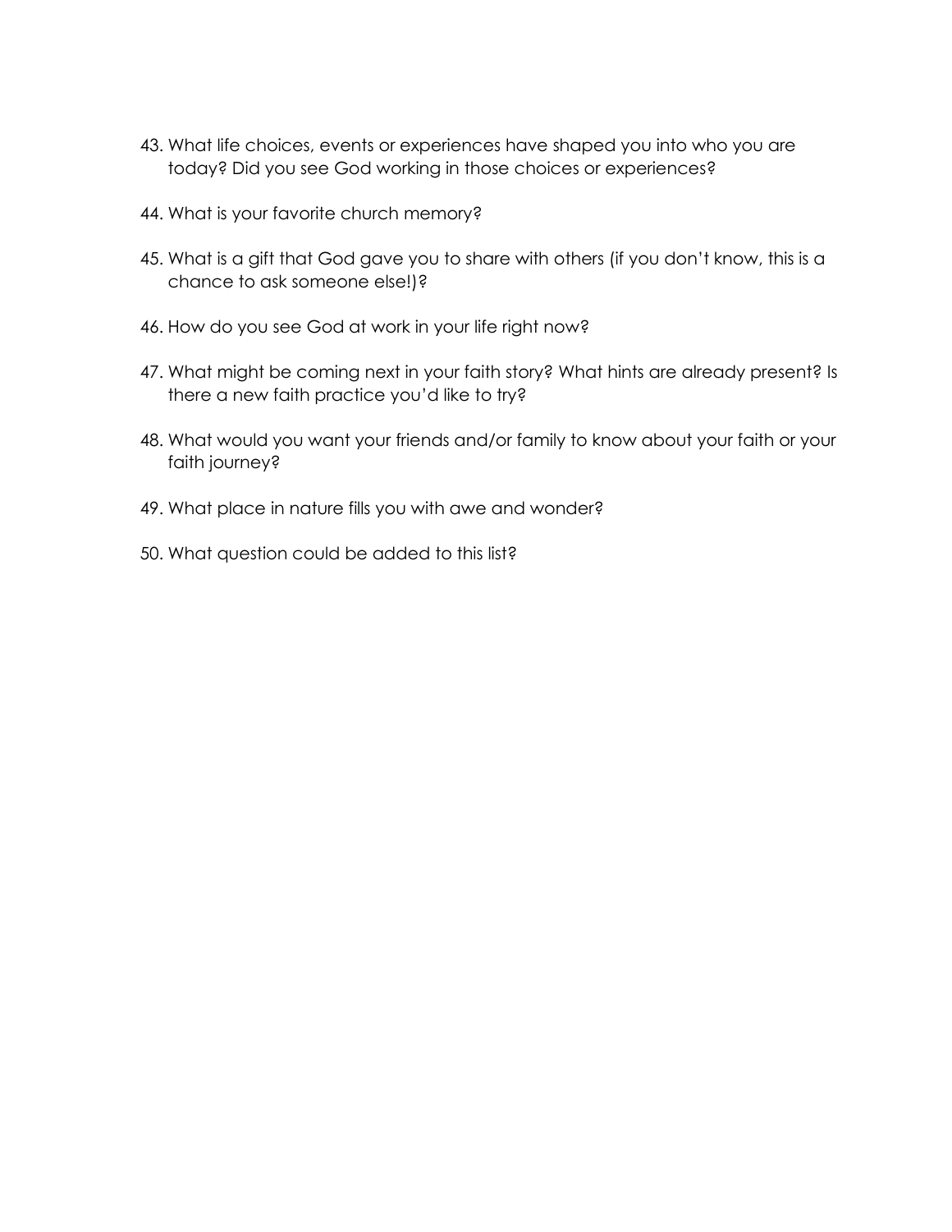43. What life choices, events or experiences have shaped you into who you are today? Did you see God working in those choices or experiences?

44. What is your favorite church memory?

45. What is a gift that God gave you to share with others (if you don't know, this is a chance to ask someone else!)?

46. How do you see God at work in your life right now?

47. What might be coming next in your faith story? What hints are already present? Is there a new faith practice you'd like to try?

48. What would you want your friends and/or family to know about your faith or your faith journey?

49. What place in nature fills you with awe and wonder?

50. What question could be added to this list?